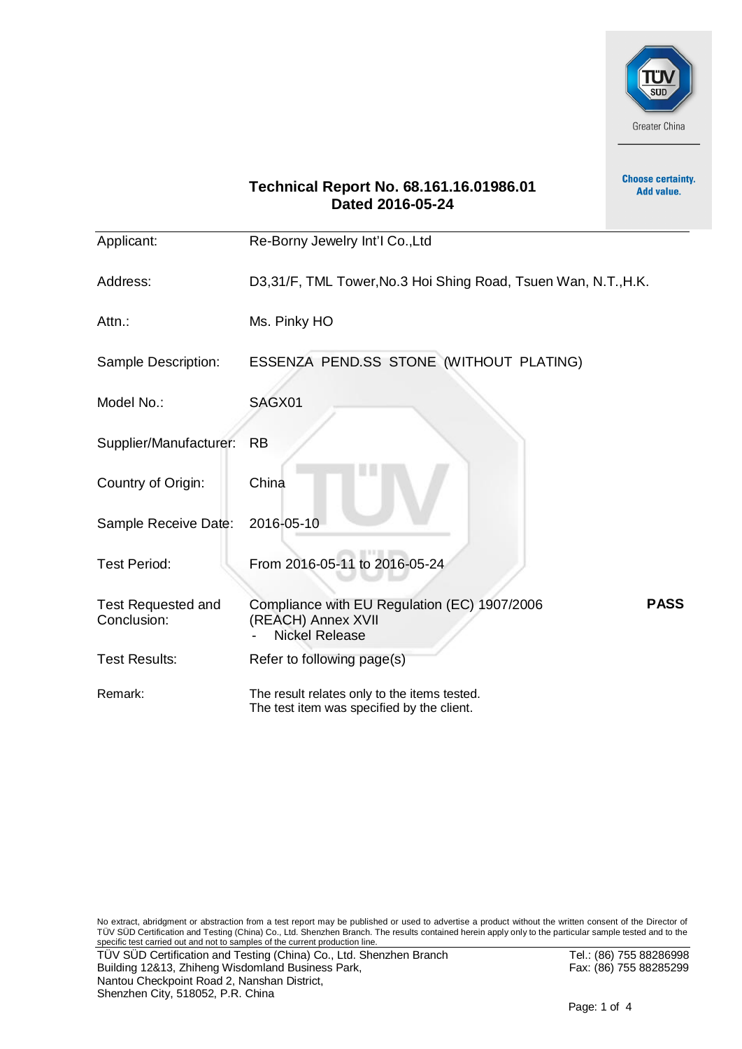**Technical Report No. 68.161.16.01986.01**
**Dated 2016-05-24**

| | | |
|---|---|---|
| Applicant: | Re-Borny Jewelry Int'l Co.,Ltd | |
| Address: | D3,31/F, TML Tower,No.3 Hoi Shing Road, Tsuen Wan, N.T.,H.K. | |
| Attn.: | Ms. Pinky HO | |
| Sample Description: | ESSENZA PEND.SS STONE (WITHOUT PLATING) | |
| Model No.: | SAGX01 | |
| Supplier/Manufacturer: | RB | |
| Country of Origin: | China | |
| Sample Receive Date: | 2016-05-10 | |
| Test Period: | From 2016-05-11 to 2016-05-24 | |
| Test Requested and Conclusion: | Compliance with EU Regulation (EC) 1907/2006 (REACH) Annex XVII<br>- Nickel Release | **PASS** |
| Test Results: | Refer to following page(s) | |
| Remark: | The result relates only to the items tested.<br>The test item was specified by the client. | |

No extract, abridgment or abstraction from a test report may be published or used to advertise a product without the written consent of the Director of TÜV SÜD Certification and Testing (China) Co., Ltd. Shenzhen Branch. The results contained herein apply only to the particular sample tested and to the specific test carried out and not to samples of the current production line.

TÜV SÜD Certification and Testing (China) Co., Ltd. Shenzhen Branch
Building 12&13, Zhiheng Wisdomland Business Park,
Nantou Checkpoint Road 2, Nanshan District,
Shenzhen City, 518052, P.R. China

Tel.: (86) 755 88286998
Fax: (86) 755 88285299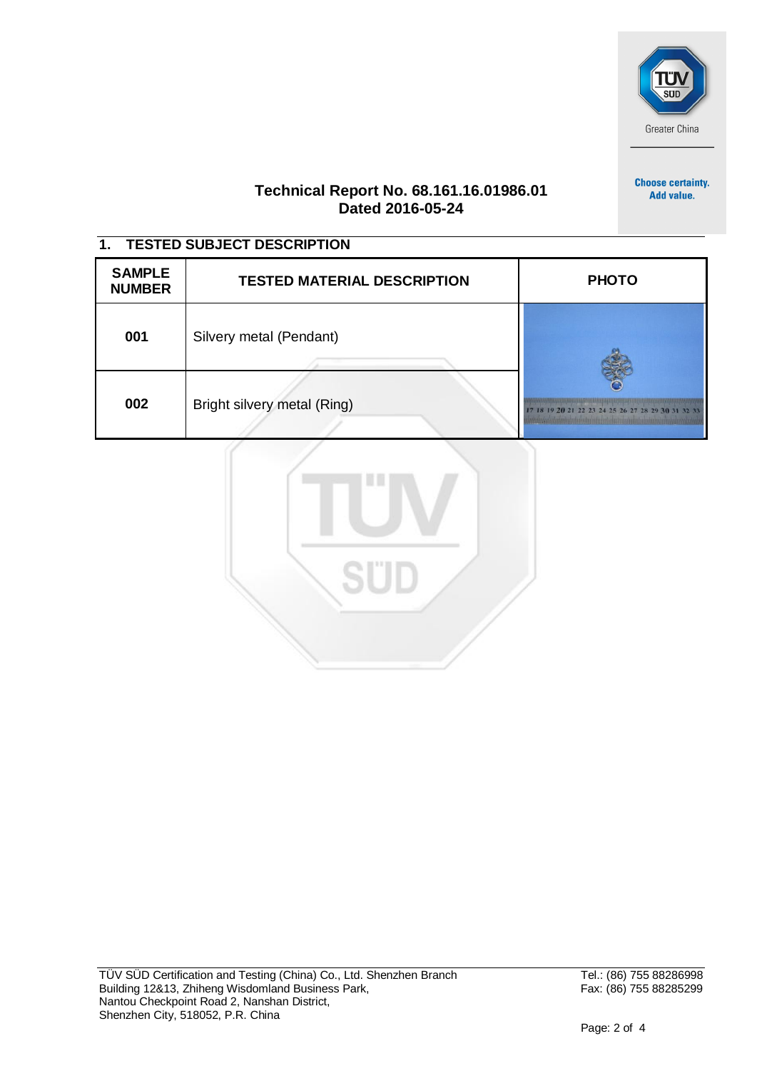**Technical Report No. 68.161.16.01986.01**
**Dated 2016-05-24**

## 1. TESTED SUBJECT DESCRIPTION

| SAMPLE NUMBER | TESTED MATERIAL DESCRIPTION | PHOTO |
|---|---|---|
| 001 | Silvery metal (Pendant) | |
| 002 | Bright silvery metal (Ring) | |

TÜV SÜD Certification and Testing (China) Co., Ltd. Shenzhen Branch
Building 12&13, Zhiheng Wisdomland Business Park,
Nantou Checkpoint Road 2, Nanshan District,
Shenzhen City, 518052, P.R. China

Tel.: (86) 755 88286998
Fax: (86) 755 88285299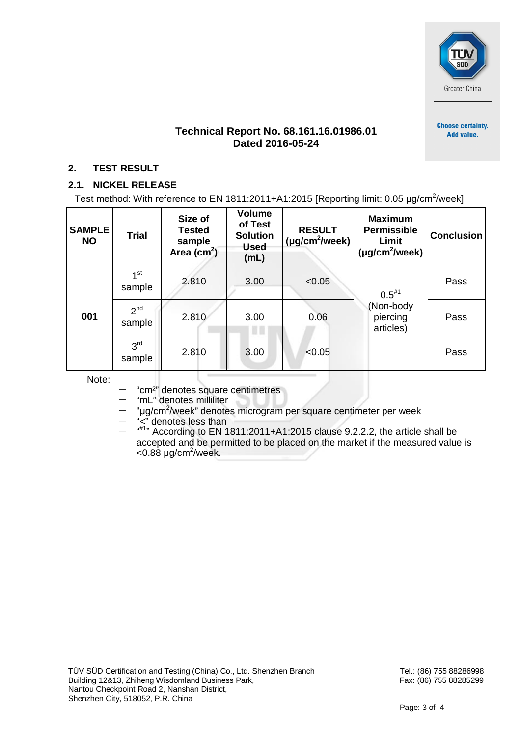**Technical Report No. 68.161.16.01986.01**
**Dated 2016-05-24**

## 2. TEST RESULT

### 2.1. NICKEL RELEASE

Test method: With reference to EN 1811:2011+A1:2015 [Reporting limit: 0.05 μg/$cm^2$/week]

| SAMPLE NO | Trial | Size of Tested sample Area ($cm^2$) | Volume of Test Solution Used (mL) | RESULT (μg/$cm^2$/week) | Maximum Permissible Limit (μg/$cm^2$/week) | Conclusion |
|---|---|---|---|---|---|---|
| 001 | 1st sample | 2.810 | 3.00 | <0.05 | 0.5#1 (Non-body piercing articles) | Pass |
| | 2nd sample | 2.810 | 3.00 | 0.06 | | Pass |
| | 3rd sample | 2.810 | 3.00 | <0.05 | | Pass |

Note:

- "$cm^2$" denotes square centimetres
- "mL" denotes milliliter
- "μg/$cm^2$/week" denotes microgram per square centimeter per week
- "<" denotes less than
- "#1" According to EN 1811:2011+A1:2015 clause 9.2.2.2, the article shall be accepted and be permitted to be placed on the market if the measured value is <0.88 μg/$cm^2$/week.

TÜV SÜD Certification and Testing (China) Co., Ltd. Shenzhen Branch
Building 12&13, Zhiheng Wisdomland Business Park,
Nantou Checkpoint Road 2, Nanshan District,
Shenzhen City, 518052, P.R. China

Tel.: (86) 755 88286998
Fax: (86) 755 88285299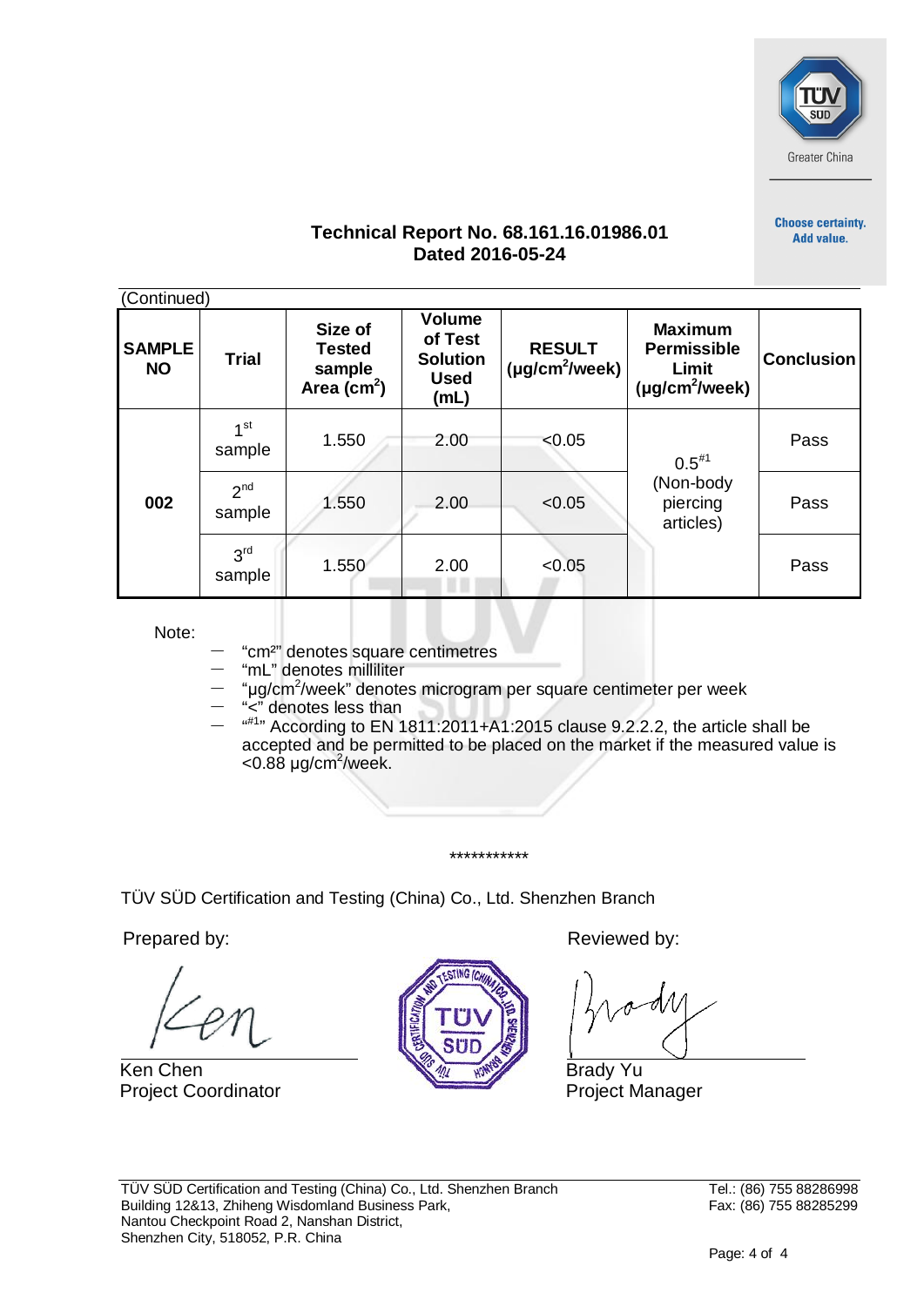**Technical Report No. 68.161.16.01986.01**
**Dated 2016-05-24**

(Continued)

| SAMPLE NO | Trial | Size of Tested sample Area ($cm^2$) | Volume of Test Solution Used (mL) | RESULT ($\mu g/cm^2/week$) | Maximum Permissible Limit ($\mu g/cm^2/week$) | Conclusion |
|---|---|---|---|---|---|---|
| 002 | 1st sample | 1.550 | 2.00 | <0.05 | 0.5#1 (Non-body piercing articles) | Pass |
| | 2nd sample | 1.550 | 2.00 | <0.05 | | Pass |
| | 3rd sample | 1.550 | 2.00 | <0.05 | | Pass |

Note:

- "$cm^2$" denotes square centimetres
- "mL" denotes milliliter
- "$\mu g/cm^2/week$" denotes microgram per square centimeter per week
- "<" denotes less than
- "#1" According to EN 1811:2011+A1:2015 clause 9.2.2.2, the article shall be accepted and be permitted to be placed on the market if the measured value is <0.88 $\mu g/cm^2$/week.

\*\*\*\*\*\*\*\*\*\*\*

TÜV SÜD Certification and Testing (China) Co., Ltd. Shenzhen Branch

Prepared by:

Ken Chen
Project Coordinator

Reviewed by:

Brady Yu
Project Manager

TÜV SÜD Certification and Testing (China) Co., Ltd. Shenzhen Branch
Building 12&13, Zhiheng Wisdomland Business Park,
Nantou Checkpoint Road 2, Nanshan District,
Shenzhen City, 518052, P.R. China

Tel.: (86) 755 88286998
Fax: (86) 755 88285299